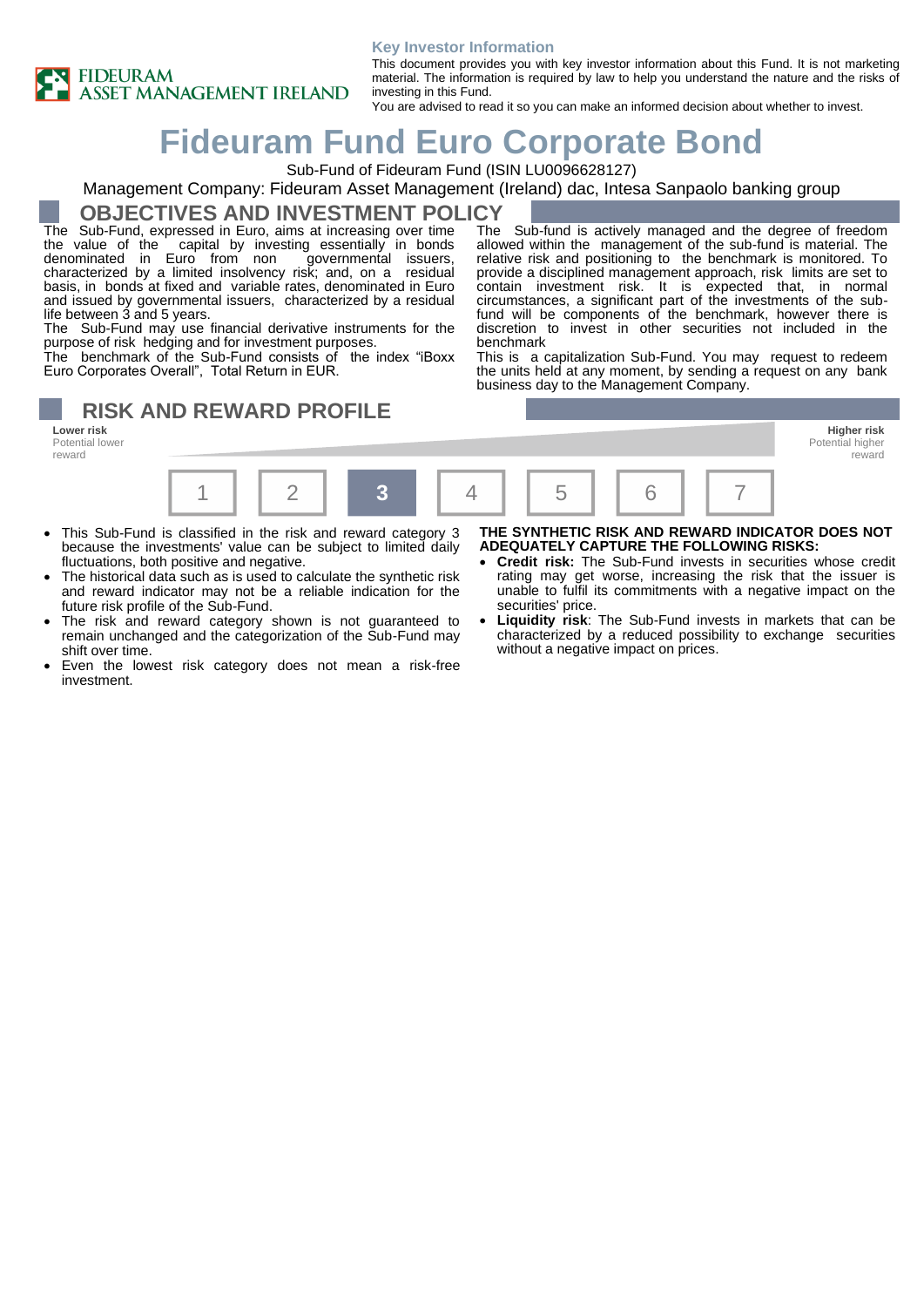**Key Investor Information**

This document provides you with key investor information about this Fund. It is not marketing material. The information is required by law to help you understand the nature and the risks of investing in this Fund.
You are advised to read it so you can make an informed decision about whether to invest.

# Fideuram Fund Euro Corporate Bond

Sub-Fund of Fideuram Fund (ISIN LU0096628127)

Management Company: Fideuram Asset Management (Ireland) dac, Intesa Sanpaolo banking group

## OBJECTIVES AND INVESTMENT POLICY

The Sub-Fund, expressed in Euro, aims at increasing over time the value of the capital by investing essentially in bonds denominated in Euro from non governmental issuers, characterized by a limited insolvency risk; and, on a residual basis, in bonds at fixed and variable rates, denominated in Euro and issued by governmental issuers, characterized by a residual life between 3 and 5 years.

The Sub-Fund may use financial derivative instruments for the purpose of risk hedging and for investment purposes.

The benchmark of the Sub-Fund consists of the index "iBoxx Euro Corporates Overall", Total Return in EUR.

The Sub-fund is actively managed and the degree of freedom allowed within the management of the sub-fund is material. The relative risk and positioning to the benchmark is monitored. To provide a disciplined management approach, risk limits are set to contain investment risk. It is expected that, in normal circumstances, a significant part of the investments of the sub-fund will be components of the benchmark, however there is discretion to invest in other securities not included in the benchmark

This is a capitalization Sub-Fund. You may request to redeem the units held at any moment, by sending a request on any bank business day to the Management Company.

## RISK AND REWARD PROFILE

**Lower risk**
Potential lower reward

**Higher risk**
Potential higher reward

| 1 | 2 | **3** | 4 | 5 | 6 | 7 |
|---|---|---|---|---|---|---|

- This Sub-Fund is classified in the risk and reward category 3 because the investments' value can be subject to limited daily fluctuations, both positive and negative.
- The historical data such as is used to calculate the synthetic risk and reward indicator may not be a reliable indication for the future risk profile of the Sub-Fund.
- The risk and reward category shown is not guaranteed to remain unchanged and the categorization of the Sub-Fund may shift over time.
- Even the lowest risk category does not mean a risk-free investment.

**THE SYNTHETIC RISK AND REWARD INDICATOR DOES NOT ADEQUATELY CAPTURE THE FOLLOWING RISKS:**

- **Credit risk:** The Sub-Fund invests in securities whose credit rating may get worse, increasing the risk that the issuer is unable to fulfil its commitments with a negative impact on the securities' price.
- **Liquidity risk**: The Sub-Fund invests in markets that can be characterized by a reduced possibility to exchange securities without a negative impact on prices.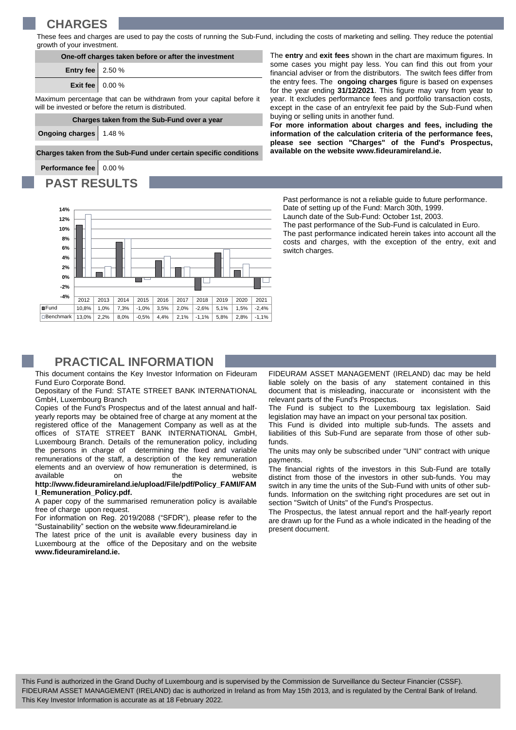## CHARGES

These fees and charges are used to pay the costs of running the Sub-Fund, including the costs of marketing and selling. They reduce the potential growth of your investment.

| One-off charges taken before or after the investment | |
|---|---|
| **Entry fee** | 2.50 % |
| **Exit fee** | 0.00 % |

Maximum percentage that can be withdrawn from your capital before it will be invested or before the return is distributed.

| Charges taken from the Sub-Fund over a year | |
|---|---|
| **Ongoing charges** | 1.48 % |

| Charges taken from the Sub-Fund under certain specific conditions | |
|---|---|
| **Performance fee** | 0.00 % |

The **entry** and **exit fees** shown in the chart are maximum figures. In some cases you might pay less. You can find this out from your financial adviser or from the distributors. The switch fees differ from the entry fees. The **ongoing charges** figure is based on expenses for the year ending **31/12/2021**. This figure may vary from year to year. It excludes performance fees and portfolio transaction costs, except in the case of an entry/exit fee paid by the Sub-Fund when buying or selling units in another fund.

**For more information about charges and fees, including the information of the calculation criteria of the performance fees, please see section "Charges" of the Fund's Prospectus, available on the website www.fideuramireland.ie.**

## PAST RESULTS

14%
12%
10%
8%
6%
4%
2%
0%
-2%
-4%

2012 2013 2014 2015 2016 2017 2018 2019 2020 2021
Fund 10,8% 1,0% 7,3% -1,0% 3,5% 2,0% -2,6% 5,1% 1,5% -2,4%
Benchmark 13,0% 2,2% 8,0% -0,5% 4,4% 2,1% -1,1% 5,8% 2,8% -1,1%

Past performance is not a reliable guide to future performance.
Date of setting up of the Fund: March 30th, 1999.
Launch date of the Sub-Fund: October 1st, 2003.
The past performance of the Sub-Fund is calculated in Euro.
The past performance indicated herein takes into account all the costs and charges, with the exception of the entry, exit and switch charges.

## PRACTICAL INFORMATION

This document contains the Key Investor Information on Fideuram Fund Euro Corporate Bond.

Depositary of the Fund: STATE STREET BANK INTERNATIONAL GmbH, Luxembourg Branch

Copies of the Fund's Prospectus and of the latest annual and half-yearly reports may be obtained free of charge at any moment at the registered office of the Management Company as well as at the offices of STATE STREET BANK INTERNATIONAL GmbH, Luxembourg Branch. Details of the remuneration policy, including the persons in charge of determining the fixed and variable remunerations of the staff, a description of the key remuneration elements and an overview of how remuneration is determined, is available on the website **http://www.fideuramireland.ie/upload/File/pdf/Policy_FAMI/FAMI_Remuneration_Policy.pdf.**

A paper copy of the summarised remuneration policy is available free of charge upon request.

For information on Reg. 2019/2088 ("SFDR"), please refer to the "Sustainability" section on the website www.fideuramireland.ie

The latest price of the unit is available every business day in Luxembourg at the office of the Depositary and on the website **www.fideuramireland.ie.**

FIDEURAM ASSET MANAGEMENT (IRELAND) dac may be held liable solely on the basis of any statement contained in this document that is misleading, inaccurate or inconsistent with the relevant parts of the Fund's Prospectus.

The Fund is subject to the Luxembourg tax legislation. Said legislation may have an impact on your personal tax position.

This Fund is divided into multiple sub-funds. The assets and liabilities of this Sub-Fund are separate from those of other sub-funds.

The units may only be subscribed under "UNI" contract with unique payments.

The financial rights of the investors in this Sub-Fund are totally distinct from those of the investors in other sub-funds. You may switch in any time the units of the Sub-Fund with units of other sub-funds. Information on the switching right procedures are set out in section "Switch of Units" of the Fund's Prospectus.

The Prospectus, the latest annual report and the half-yearly report are drawn up for the Fund as a whole indicated in the heading of the present document.

This Fund is authorized in the Grand Duchy of Luxembourg and is supervised by the Commission de Surveillance du Secteur Financier (CSSF).
FIDEURAM ASSET MANAGEMENT (IRELAND) dac is authorized in Ireland as from May 15th 2013, and is regulated by the Central Bank of Ireland.
This Key Investor Information is accurate as at 18 February 2022.